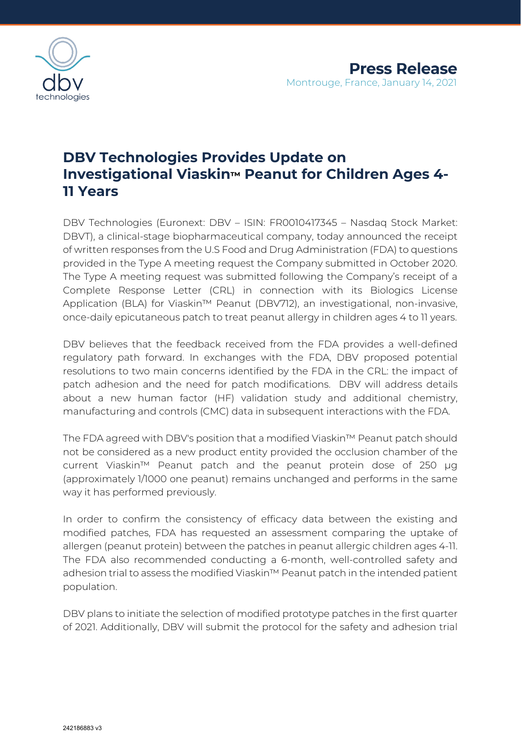**Press Release**

Montrouge, France, January 14, 2021

# DBV Technologies Provides Update on Investigational Viaskin™ Peanut for Children Ages 4-11 Years

DBV Technologies (Euronext: DBV – ISIN: FR0010417345 – Nasdaq Stock Market: DBVT), a clinical-stage biopharmaceutical company, today announced the receipt of written responses from the U.S Food and Drug Administration (FDA) to questions provided in the Type A meeting request the Company submitted in October 2020. The Type A meeting request was submitted following the Company's receipt of a Complete Response Letter (CRL) in connection with its Biologics License Application (BLA) for Viaskin™ Peanut (DBV712), an investigational, non-invasive, once-daily epicutaneous patch to treat peanut allergy in children ages 4 to 11 years.

DBV believes that the feedback received from the FDA provides a well-defined regulatory path forward. In exchanges with the FDA, DBV proposed potential resolutions to two main concerns identified by the FDA in the CRL: the impact of patch adhesion and the need for patch modifications. DBV will address details about a new human factor (HF) validation study and additional chemistry, manufacturing and controls (CMC) data in subsequent interactions with the FDA.

The FDA agreed with DBV's position that a modified Viaskin™ Peanut patch should not be considered as a new product entity provided the occlusion chamber of the current Viaskin™ Peanut patch and the peanut protein dose of 250 µg (approximately 1/1000 one peanut) remains unchanged and performs in the same way it has performed previously.

In order to confirm the consistency of efficacy data between the existing and modified patches, FDA has requested an assessment comparing the uptake of allergen (peanut protein) between the patches in peanut allergic children ages 4-11. The FDA also recommended conducting a 6-month, well-controlled safety and adhesion trial to assess the modified Viaskin™ Peanut patch in the intended patient population.

DBV plans to initiate the selection of modified prototype patches in the first quarter of 2021. Additionally, DBV will submit the protocol for the safety and adhesion trial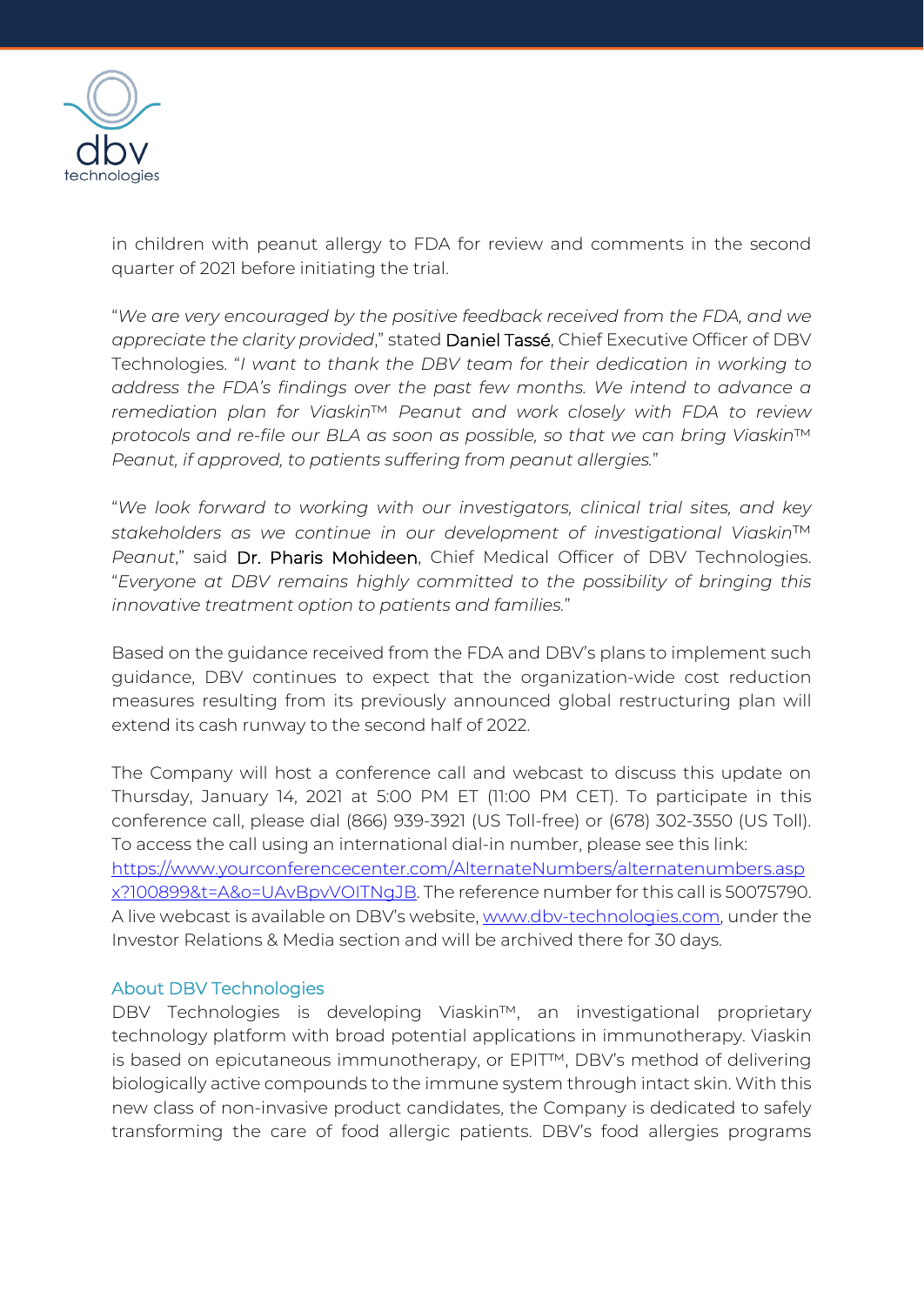in children with peanut allergy to FDA for review and comments in the second quarter of 2021 before initiating the trial.

"*We are very encouraged by the positive feedback received from the FDA, and we appreciate the clarity provided*," stated Daniel Tassé, Chief Executive Officer of DBV Technologies. "*I want to thank the DBV team for their dedication in working to address the FDA's findings over the past few months. We intend to advance a remediation plan for Viaskin™ Peanut and work closely with FDA to review protocols and re-file our BLA as soon as possible, so that we can bring Viaskin™ Peanut, if approved, to patients suffering from peanut allergies.*"

"*We look forward to working with our investigators, clinical trial sites, and key stakeholders as we continue in our development of investigational Viaskin™ Peanut*," said Dr. Pharis Mohideen, Chief Medical Officer of DBV Technologies. "*Everyone at DBV remains highly committed to the possibility of bringing this innovative treatment option to patients and families.*"

Based on the guidance received from the FDA and DBV's plans to implement such guidance, DBV continues to expect that the organization-wide cost reduction measures resulting from its previously announced global restructuring plan will extend its cash runway to the second half of 2022.

The Company will host a conference call and webcast to discuss this update on Thursday, January 14, 2021 at 5:00 PM ET (11:00 PM CET). To participate in this conference call, please dial (866) 939-3921 (US Toll-free) or (678) 302-3550 (US Toll). To access the call using an international dial-in number, please see this link: [https://www.yourconferencecenter.com/AlternateNumbers/alternatenumbers.aspx?100899&t=A&o=UAvBpvVOITNgJB](https://www.yourconferencecenter.com/AlternateNumbers/alternatenumbers.aspx?100899&t=A&o=UAvBpvVOITNgJB). The reference number for this call is 50075790. A live webcast is available on DBV's website, [www.dbv-technologies.com](http://www.dbv-technologies.com), under the Investor Relations & Media section and will be archived there for 30 days.

## About DBV Technologies

DBV Technologies is developing Viaskin™, an investigational proprietary technology platform with broad potential applications in immunotherapy. Viaskin is based on epicutaneous immunotherapy, or EPIT™, DBV's method of delivering biologically active compounds to the immune system through intact skin. With this new class of non-invasive product candidates, the Company is dedicated to safely transforming the care of food allergic patients. DBV's food allergies programs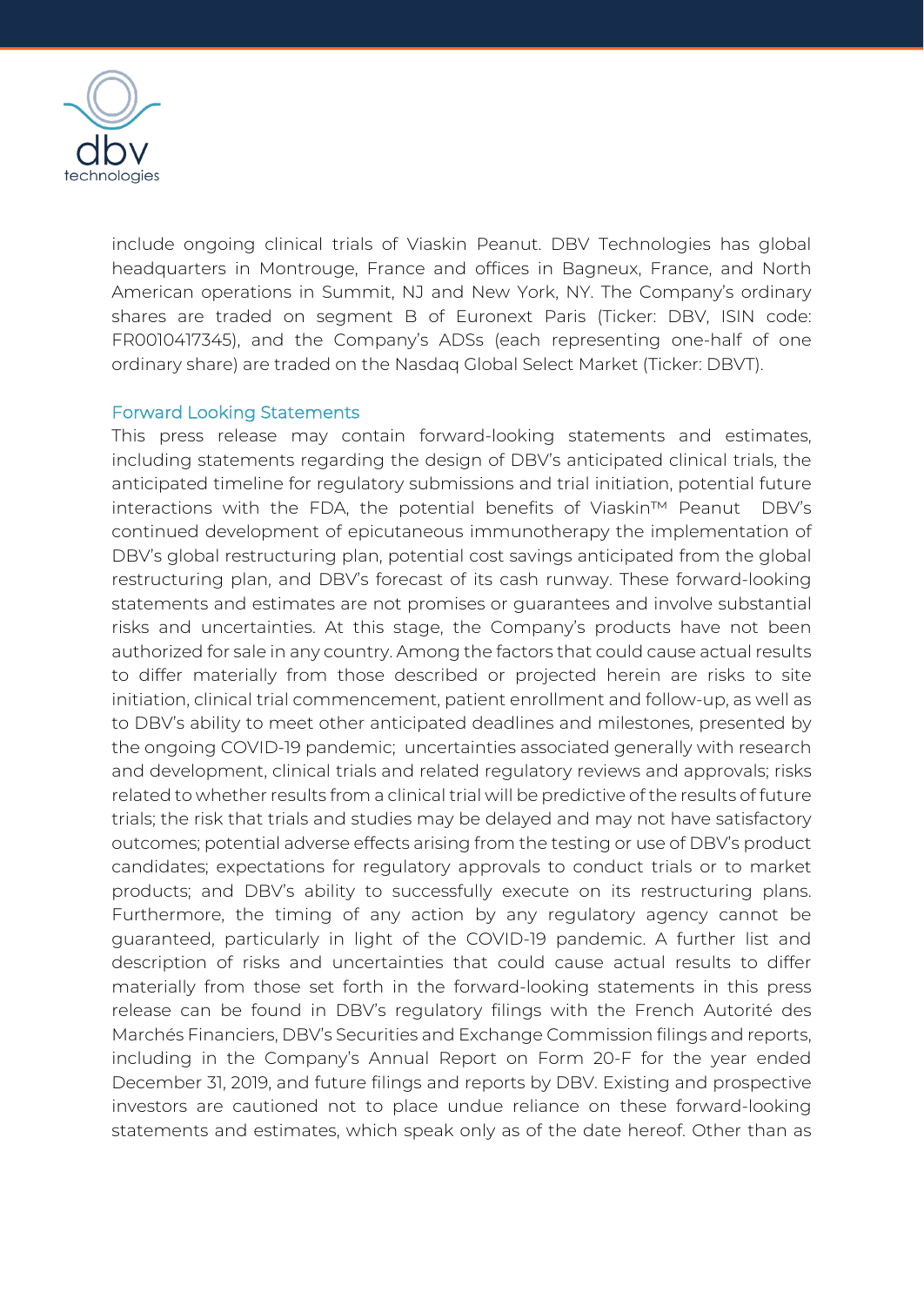include ongoing clinical trials of Viaskin Peanut. DBV Technologies has global headquarters in Montrouge, France and offices in Bagneux, France, and North American operations in Summit, NJ and New York, NY. The Company's ordinary shares are traded on segment B of Euronext Paris (Ticker: DBV, ISIN code: FR0010417345), and the Company's ADSs (each representing one-half of one ordinary share) are traded on the Nasdaq Global Select Market (Ticker: DBVT).

## Forward Looking Statements

This press release may contain forward-looking statements and estimates, including statements regarding the design of DBV's anticipated clinical trials, the anticipated timeline for regulatory submissions and trial initiation, potential future interactions with the FDA, the potential benefits of Viaskin™ Peanut DBV's continued development of epicutaneous immunotherapy the implementation of DBV's global restructuring plan, potential cost savings anticipated from the global restructuring plan, and DBV's forecast of its cash runway. These forward-looking statements and estimates are not promises or guarantees and involve substantial risks and uncertainties. At this stage, the Company's products have not been authorized for sale in any country. Among the factors that could cause actual results to differ materially from those described or projected herein are risks to site initiation, clinical trial commencement, patient enrollment and follow-up, as well as to DBV's ability to meet other anticipated deadlines and milestones, presented by the ongoing COVID-19 pandemic; uncertainties associated generally with research and development, clinical trials and related regulatory reviews and approvals; risks related to whether results from a clinical trial will be predictive of the results of future trials; the risk that trials and studies may be delayed and may not have satisfactory outcomes; potential adverse effects arising from the testing or use of DBV's product candidates; expectations for regulatory approvals to conduct trials or to market products; and DBV's ability to successfully execute on its restructuring plans. Furthermore, the timing of any action by any regulatory agency cannot be guaranteed, particularly in light of the COVID-19 pandemic. A further list and description of risks and uncertainties that could cause actual results to differ materially from those set forth in the forward-looking statements in this press release can be found in DBV's regulatory filings with the French Autorité des Marchés Financiers, DBV's Securities and Exchange Commission filings and reports, including in the Company's Annual Report on Form 20-F for the year ended December 31, 2019, and future filings and reports by DBV. Existing and prospective investors are cautioned not to place undue reliance on these forward-looking statements and estimates, which speak only as of the date hereof. Other than as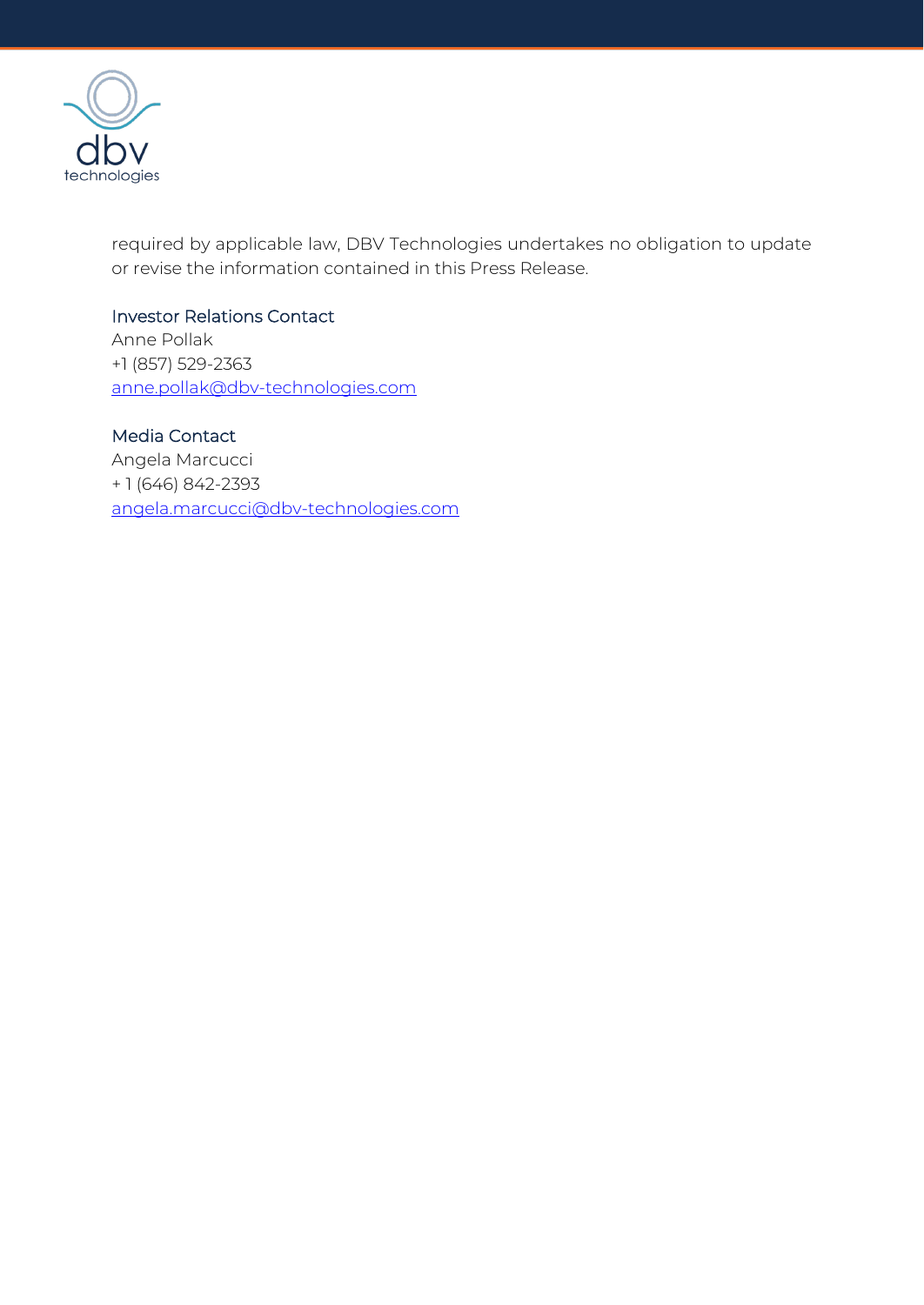required by applicable law, DBV Technologies undertakes no obligation to update or revise the information contained in this Press Release.

**Investor Relations Contact**
Anne Pollak
+1 (857) 529-2363
anne.pollak@dbv-technologies.com

**Media Contact**
Angela Marcucci
+ 1 (646) 842-2393
angela.marcucci@dbv-technologies.com